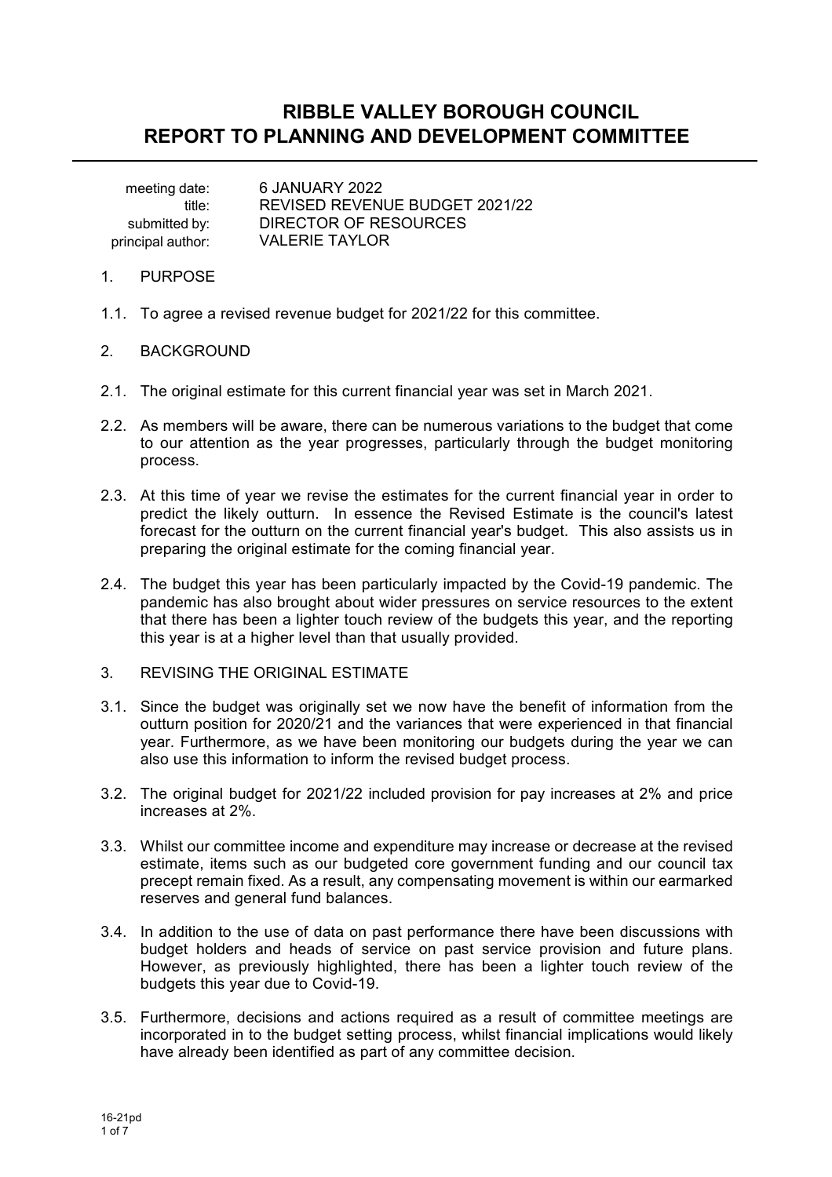# RIBBLE VALLEY BOROUGH COUNCIL
# REPORT TO PLANNING AND DEVELOPMENT COMMITTEE

| | |
|---|---|
| meeting date: | 6 JANUARY 2022 |
| title: | REVISED REVENUE BUDGET 2021/22 |
| submitted by: | DIRECTOR OF RESOURCES |
| principal author: | VALERIE TAYLOR |

1. PURPOSE

1.1. To agree a revised revenue budget for 2021/22 for this committee.

2. BACKGROUND

2.1. The original estimate for this current financial year was set in March 2021.

2.2. As members will be aware, there can be numerous variations to the budget that come to our attention as the year progresses, particularly through the budget monitoring process.

2.3. At this time of year we revise the estimates for the current financial year in order to predict the likely outturn. In essence the Revised Estimate is the council's latest forecast for the outturn on the current financial year's budget. This also assists us in preparing the original estimate for the coming financial year.

2.4. The budget this year has been particularly impacted by the Covid-19 pandemic. The pandemic has also brought about wider pressures on service resources to the extent that there has been a lighter touch review of the budgets this year, and the reporting this year is at a higher level than that usually provided.

3. REVISING THE ORIGINAL ESTIMATE

3.1. Since the budget was originally set we now have the benefit of information from the outturn position for 2020/21 and the variances that were experienced in that financial year. Furthermore, as we have been monitoring our budgets during the year we can also use this information to inform the revised budget process.

3.2. The original budget for 2021/22 included provision for pay increases at 2% and price increases at 2%.

3.3. Whilst our committee income and expenditure may increase or decrease at the revised estimate, items such as our budgeted core government funding and our council tax precept remain fixed. As a result, any compensating movement is within our earmarked reserves and general fund balances.

3.4. In addition to the use of data on past performance there have been discussions with budget holders and heads of service on past service provision and future plans. However, as previously highlighted, there has been a lighter touch review of the budgets this year due to Covid-19.

3.5. Furthermore, decisions and actions required as a result of committee meetings are incorporated in to the budget setting process, whilst financial implications would likely have already been identified as part of any committee decision.

16-21pd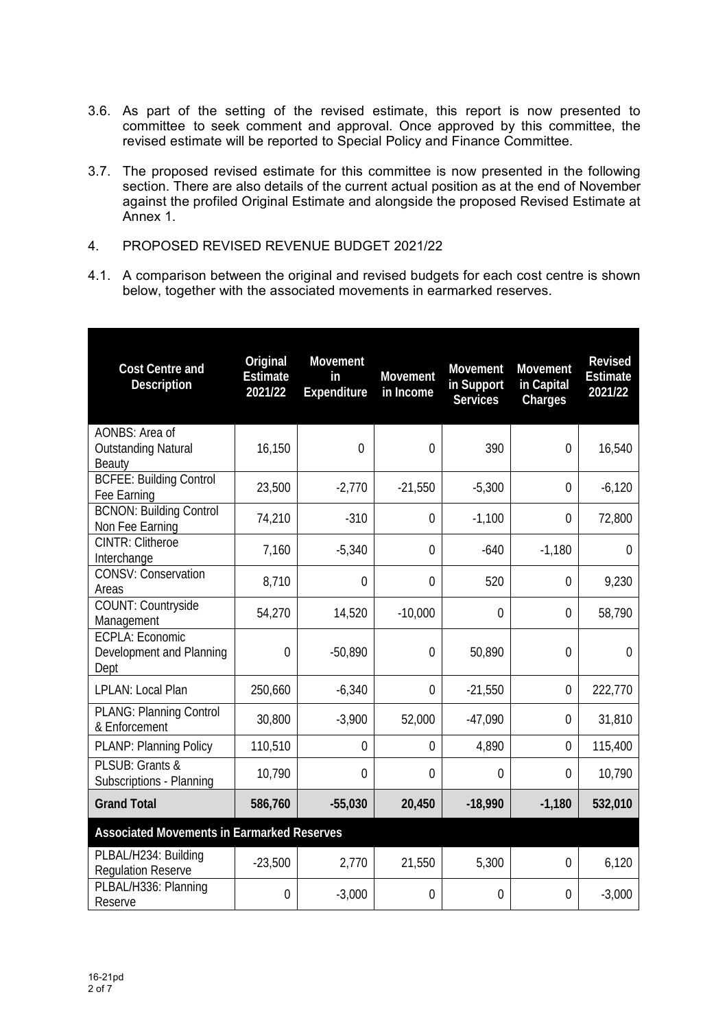3.6. As part of the setting of the revised estimate, this report is now presented to committee to seek comment and approval. Once approved by this committee, the revised estimate will be reported to Special Policy and Finance Committee.

3.7. The proposed revised estimate for this committee is now presented in the following section. There are also details of the current actual position as at the end of November against the profiled Original Estimate and alongside the proposed Revised Estimate at Annex 1.

4. PROPOSED REVISED REVENUE BUDGET 2021/22

4.1. A comparison between the original and revised budgets for each cost centre is shown below, together with the associated movements in earmarked reserves.

| Cost Centre and Description | Original Estimate 2021/22 | Movement in Expenditure | Movement in Income | Movement in Support Services | Movement in Capital Charges | Revised Estimate 2021/22 |
|---|---|---|---|---|---|---|
| AONBS: Area of Outstanding Natural Beauty | 16,150 | 0 | 0 | 390 | 0 | 16,540 |
| BCFEE: Building Control Fee Earning | 23,500 | -2,770 | -21,550 | -5,300 | 0 | -6,120 |
| BCNON: Building Control Non Fee Earning | 74,210 | -310 | 0 | -1,100 | 0 | 72,800 |
| CINTR: Clitheroe Interchange | 7,160 | -5,340 | 0 | -640 | -1,180 | 0 |
| CONSV: Conservation Areas | 8,710 | 0 | 0 | 520 | 0 | 9,230 |
| COUNT: Countryside Management | 54,270 | 14,520 | -10,000 | 0 | 0 | 58,790 |
| ECPLA: Economic Development and Planning Dept | 0 | -50,890 | 0 | 50,890 | 0 | 0 |
| LPLAN: Local Plan | 250,660 | -6,340 | 0 | -21,550 | 0 | 222,770 |
| PLANG: Planning Control & Enforcement | 30,800 | -3,900 | 52,000 | -47,090 | 0 | 31,810 |
| PLANP: Planning Policy | 110,510 | 0 | 0 | 4,890 | 0 | 115,400 |
| PLSUB: Grants & Subscriptions - Planning | 10,790 | 0 | 0 | 0 | 0 | 10,790 |
| **Grand Total** | **586,760** | **-55,030** | **20,450** | **-18,990** | **-1,180** | **532,010** |
| **Associated Movements in Earmarked Reserves** | | | | | | |
| PLBAL/H234: Building Regulation Reserve | -23,500 | 2,770 | 21,550 | 5,300 | 0 | 6,120 |
| PLBAL/H336: Planning Reserve | 0 | -3,000 | 0 | 0 | 0 | -3,000 |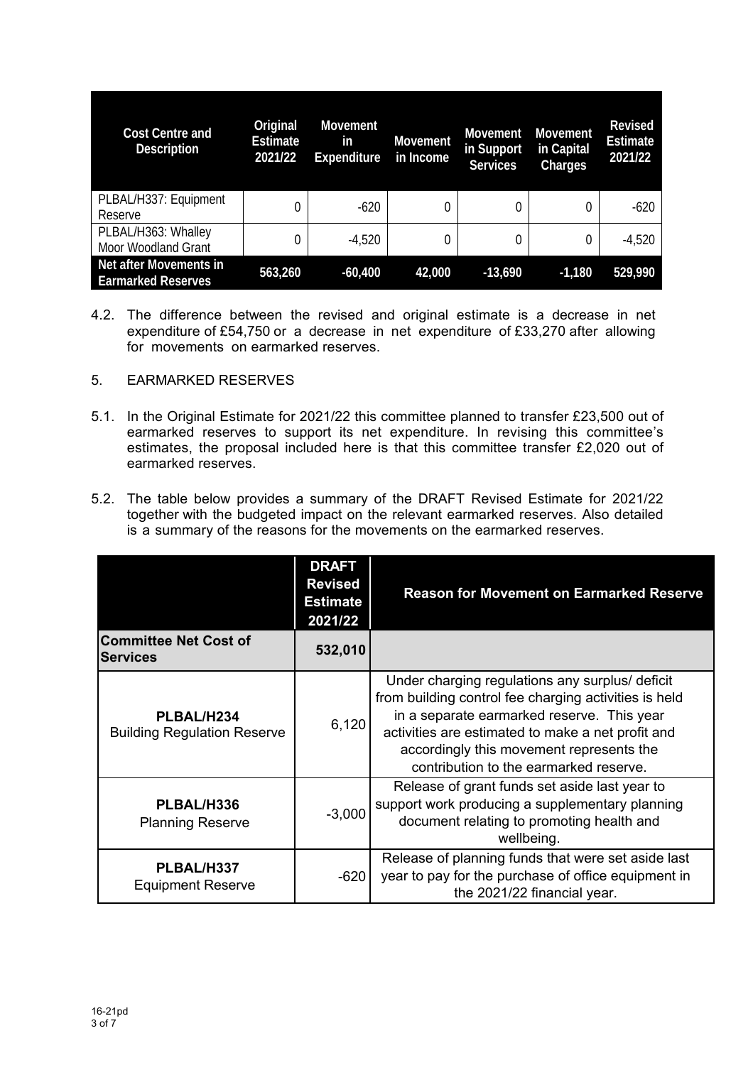| Cost Centre and Description | Original Estimate 2021/22 | Movement in Expenditure | Movement in Income | Movement in Support Services | Movement in Capital Charges | Revised Estimate 2021/22 |
|---|---|---|---|---|---|---|
| PLBAL/H337: Equipment Reserve | 0 | -620 | 0 | 0 | 0 | -620 |
| PLBAL/H363: Whalley Moor Woodland Grant | 0 | -4,520 | 0 | 0 | 0 | -4,520 |
| **Net after Movements in Earmarked Reserves** | **563,260** | **-60,400** | **42,000** | **-13,690** | **-1,180** | **529,990** |

4.2. The difference between the revised and original estimate is a decrease in net expenditure of £54,750 or a decrease in net expenditure of £33,270 after allowing for movements on earmarked reserves.

## 5. EARMARKED RESERVES

5.1. In the Original Estimate for 2021/22 this committee planned to transfer £23,500 out of earmarked reserves to support its net expenditure. In revising this committee's estimates, the proposal included here is that this committee transfer £2,020 out of earmarked reserves.

5.2. The table below provides a summary of the DRAFT Revised Estimate for 2021/22 together with the budgeted impact on the relevant earmarked reserves. Also detailed is a summary of the reasons for the movements on the earmarked reserves.

| | DRAFT Revised Estimate 2021/22 | Reason for Movement on Earmarked Reserve |
|---|---|---|
| **Committee Net Cost of Services** | **532,010** | |
| **PLBAL/H234** Building Regulation Reserve | 6,120 | Under charging regulations any surplus/ deficit from building control fee charging activities is held in a separate earmarked reserve. This year activities are estimated to make a net profit and accordingly this movement represents the contribution to the earmarked reserve. |
| **PLBAL/H336** Planning Reserve | -3,000 | Release of grant funds set aside last year to support work producing a supplementary planning document relating to promoting health and wellbeing. |
| **PLBAL/H337** Equipment Reserve | -620 | Release of planning funds that were set aside last year to pay for the purchase of office equipment in the 2021/22 financial year. |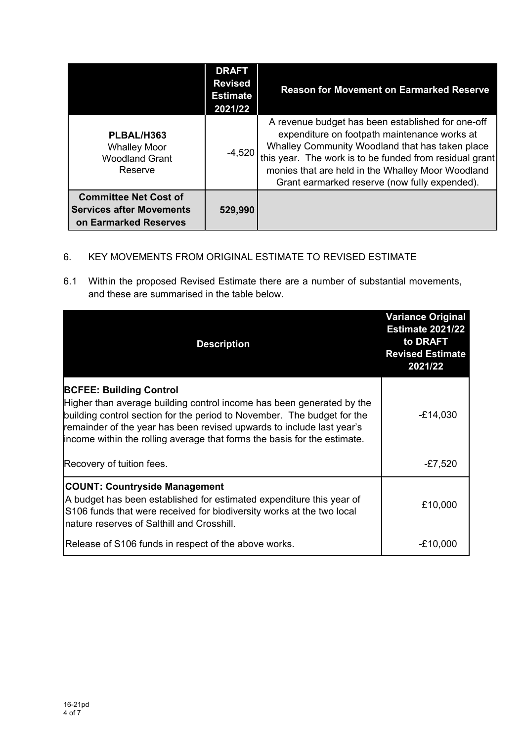| | **DRAFT Revised Estimate 2021/22** | **Reason for Movement on Earmarked Reserve** |
|---|---|---|
| **PLBAL/H363** Whalley Moor Woodland Grant Reserve | -4,520 | A revenue budget has been established for one-off expenditure on footpath maintenance works at Whalley Community Woodland that has taken place this year. The work is to be funded from residual grant monies that are held in the Whalley Moor Woodland Grant earmarked reserve (now fully expended). |
| **Committee Net Cost of Services after Movements on Earmarked Reserves** | **529,990** | |

6. KEY MOVEMENTS FROM ORIGINAL ESTIMATE TO REVISED ESTIMATE

6.1 Within the proposed Revised Estimate there are a number of substantial movements, and these are summarised in the table below.

| **Description** | **Variance Original Estimate 2021/22 to DRAFT Revised Estimate 2021/22** |
|---|---|
| **BCFEE: Building Control**<br>Higher than average building control income has been generated by the building control section for the period to November. The budget for the remainder of the year has been revised upwards to include last year's income within the rolling average that forms the basis for the estimate. | -£14,030 |
| Recovery of tuition fees. | -£7,520 |
| **COUNT: Countryside Management**<br>A budget has been established for estimated expenditure this year of S106 funds that were received for biodiversity works at the two local nature reserves of Salthill and Crosshill. | £10,000 |
| Release of S106 funds in respect of the above works. | -£10,000 |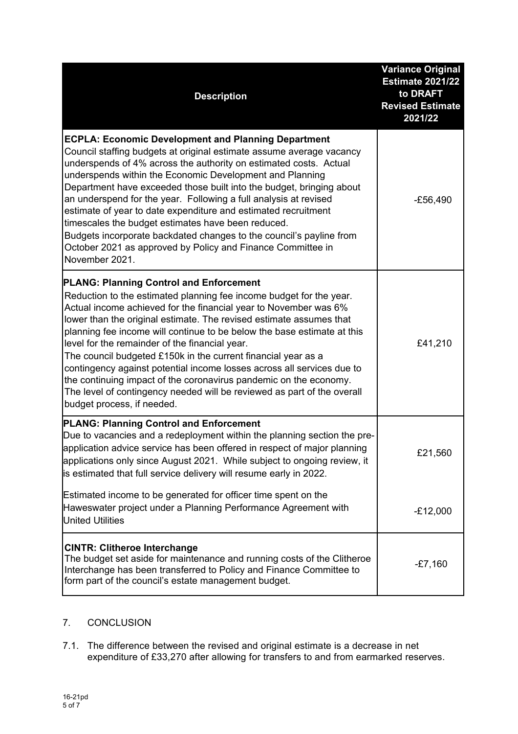| Description | Variance Original Estimate 2021/22 to DRAFT Revised Estimate 2021/22 |
|---|---|
| **ECPLA: Economic Development and Planning Department**<br>Council staffing budgets at original estimate assume average vacancy underspends of 4% across the authority on estimated costs. Actual underspends within the Economic Development and Planning Department have exceeded those built into the budget, bringing about an underspend for the year. Following a full analysis at revised estimate of year to date expenditure and estimated recruitment timescales the budget estimates have been reduced.<br>Budgets incorporate backdated changes to the council's payline from October 2021 as approved by Policy and Finance Committee in November 2021. | -£56,490 |
| **PLANG: Planning Control and Enforcement**<br>Reduction to the estimated planning fee income budget for the year. Actual income achieved for the financial year to November was 6% lower than the original estimate. The revised estimate assumes that planning fee income will continue to be below the base estimate at this level for the remainder of the financial year.<br>The council budgeted £150k in the current financial year as a contingency against potential income losses across all services due to the continuing impact of the coronavirus pandemic on the economy. The level of contingency needed will be reviewed as part of the overall budget process, if needed. | £41,210 |
| **PLANG: Planning Control and Enforcement**<br>Due to vacancies and a redeployment within the planning section the pre-application advice service has been offered in respect of major planning applications only since August 2021. While subject to ongoing review, it is estimated that full service delivery will resume early in 2022. | £21,560 |
| Estimated income to be generated for officer time spent on the Haweswater project under a Planning Performance Agreement with United Utilities | -£12,000 |
| **CINTR: Clitheroe Interchange**<br>The budget set aside for maintenance and running costs of the Clitheroe Interchange has been transferred to Policy and Finance Committee to form part of the council's estate management budget. | -£7,160 |

## 7. CONCLUSION

7.1. The difference between the revised and original estimate is a decrease in net expenditure of £33,270 after allowing for transfers to and from earmarked reserves.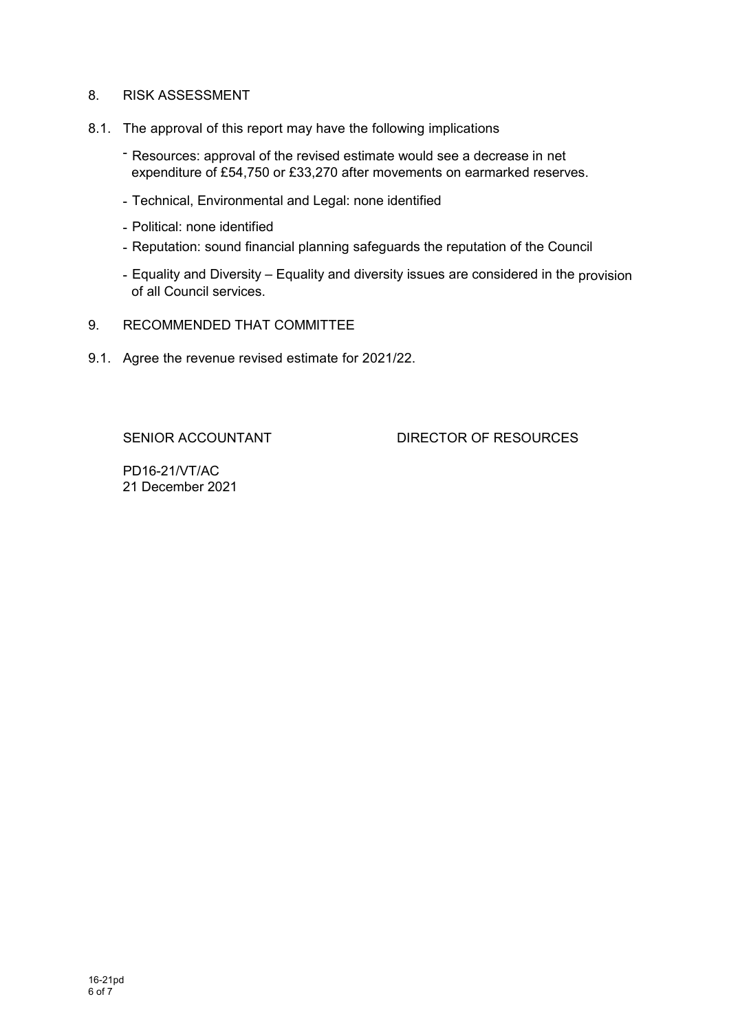## 8. RISK ASSESSMENT

8.1. The approval of this report may have the following implications

- Resources: approval of the revised estimate would see a decrease in net expenditure of £54,750 or £33,270 after movements on earmarked reserves.
- Technical, Environmental and Legal: none identified
- Political: none identified
- Reputation: sound financial planning safeguards the reputation of the Council
- Equality and Diversity – Equality and diversity issues are considered in the provision of all Council services.

## 9. RECOMMENDED THAT COMMITTEE

9.1. Agree the revenue revised estimate for 2021/22.

SENIOR ACCOUNTANT DIRECTOR OF RESOURCES

PD16-21/VT/AC
21 December 2021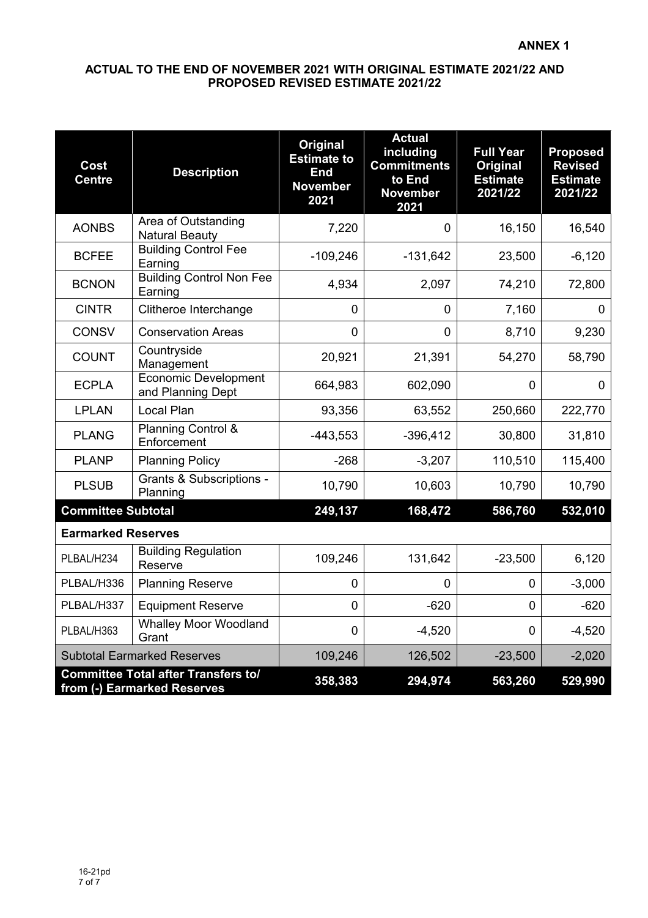**ANNEX 1**

**ACTUAL TO THE END OF NOVEMBER 2021 WITH ORIGINAL ESTIMATE 2021/22 AND PROPOSED REVISED ESTIMATE 2021/22**

| Cost Centre | Description | Original Estimate to End November 2021 | Actual including Commitments to End November 2021 | Full Year Original Estimate 2021/22 | Proposed Revised Estimate 2021/22 |
|---|---|---|---|---|---|
| AONBS | Area of Outstanding Natural Beauty | 7,220 | 0 | 16,150 | 16,540 |
| BCFEE | Building Control Fee Earning | -109,246 | -131,642 | 23,500 | -6,120 |
| BCNON | Building Control Non Fee Earning | 4,934 | 2,097 | 74,210 | 72,800 |
| CINTR | Clitheroe Interchange | 0 | 0 | 7,160 | 0 |
| CONSV | Conservation Areas | 0 | 0 | 8,710 | 9,230 |
| COUNT | Countryside Management | 20,921 | 21,391 | 54,270 | 58,790 |
| ECPLA | Economic Development and Planning Dept | 664,983 | 602,090 | 0 | 0 |
| LPLAN | Local Plan | 93,356 | 63,552 | 250,660 | 222,770 |
| PLANG | Planning Control & Enforcement | -443,553 | -396,412 | 30,800 | 31,810 |
| PLANP | Planning Policy | -268 | -3,207 | 110,510 | 115,400 |
| PLSUB | Grants & Subscriptions - Planning | 10,790 | 10,603 | 10,790 | 10,790 |
| **Committee Subtotal** | | **249,137** | **168,472** | **586,760** | **532,010** |
| **Earmarked Reserves** | | | | | |
| PLBAL/H234 | Building Regulation Reserve | 109,246 | 131,642 | -23,500 | 6,120 |
| PLBAL/H336 | Planning Reserve | 0 | 0 | 0 | -3,000 |
| PLBAL/H337 | Equipment Reserve | 0 | -620 | 0 | -620 |
| PLBAL/H363 | Whalley Moor Woodland Grant | 0 | -4,520 | 0 | -4,520 |
| Subtotal Earmarked Reserves | | 109,246 | 126,502 | -23,500 | -2,020 |
| **Committee Total after Transfers to/ from (-) Earmarked Reserves** | | **358,383** | **294,974** | **563,260** | **529,990** |

16-21pd